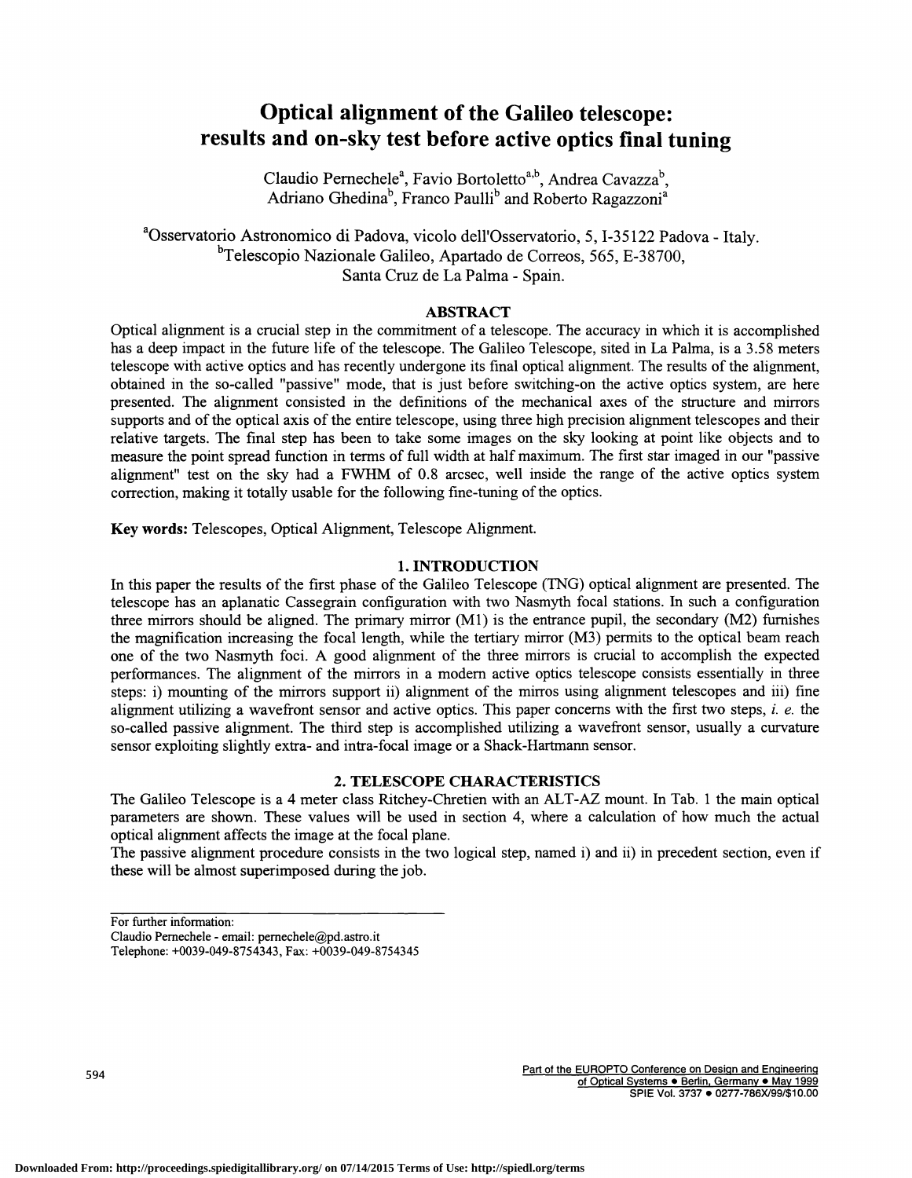# Optical alignment of the Galileo telescope: results and on-sky test before active optics final tuning

Claudio Pernechele[a], Favio Bortoletto[a,b], Andrea Cavazza[b], Adriano Ghedina[b], Franco Paulli[b] and Roberto Ragazzoni[a]

[a]Osservatorio Astronomico di Padova, vicolo dell'Osservatorio, 5, I-35122 Padova - Italy.
[b]Telescopio Nazionale Galileo, Apartado de Correos, 565, E-38700, Santa Cruz de La Palma - Spain.

## ABSTRACT

Optical alignment is a crucial step in the commitment of a telescope. The accuracy in which it is accomplished has a deep impact in the future life of the telescope. The Galileo Telescope, sited in La Palma, is a 3.58 meters telescope with active optics and has recently undergone its final optical alignment. The results of the alignment, obtained in the so-called "passive" mode, that is just before switching-on the active optics system, are here presented. The alignment consisted in the definitions of the mechanical axes of the structure and mirrors supports and of the optical axis of the entire telescope, using three high precision alignment telescopes and their relative targets. The final step has been to take some images on the sky looking at point like objects and to measure the point spread function in terms of full width at half maximum. The first star imaged in our "passive alignment" test on the sky had a FWHM of 0.8 arcsec, well inside the range of the active optics system correction, making it totally usable for the following fine-tuning of the optics.

**Key words:** Telescopes, Optical Alignment, Telescope Alignment.

## 1. INTRODUCTION

In this paper the results of the first phase of the Galileo Telescope (TNG) optical alignment are presented. The telescope has an aplanatic Cassegrain configuration with two Nasmyth focal stations. In such a configuration three mirrors should be aligned. The primary mirror (M1) is the entrance pupil, the secondary (M2) furnishes the magnification increasing the focal length, while the tertiary mirror (M3) permits to the optical beam reach one of the two Nasmyth foci. A good alignment of the three mirrors is crucial to accomplish the expected performances. The alignment of the mirrors in a modern active optics telescope consists essentially in three steps: i) mounting of the mirrors support ii) alignment of the mirros using alignment telescopes and iii) fine alignment utilizing a wavefront sensor and active optics. This paper concerns with the first two steps, *i. e.* the so-called passive alignment. The third step is accomplished utilizing a wavefront sensor, usually a curvature sensor exploiting slightly extra- and intra-focal image or a Shack-Hartmann sensor.

## 2. TELESCOPE CHARACTERISTICS

The Galileo Telescope is a 4 meter class Ritchey-Chretien with an ALT-AZ mount. In Tab. 1 the main optical parameters are shown. These values will be used in section 4, where a calculation of how much the actual optical alignment affects the image at the focal plane.

The passive alignment procedure consists in the two logical step, named i) and ii) in precedent section, even if these will be almost superimposed during the job.

---

For further information:
Claudio Pernechele - email: pernechele@pd.astro.it
Telephone: +0039-049-8754343, Fax: +0039-049-8754345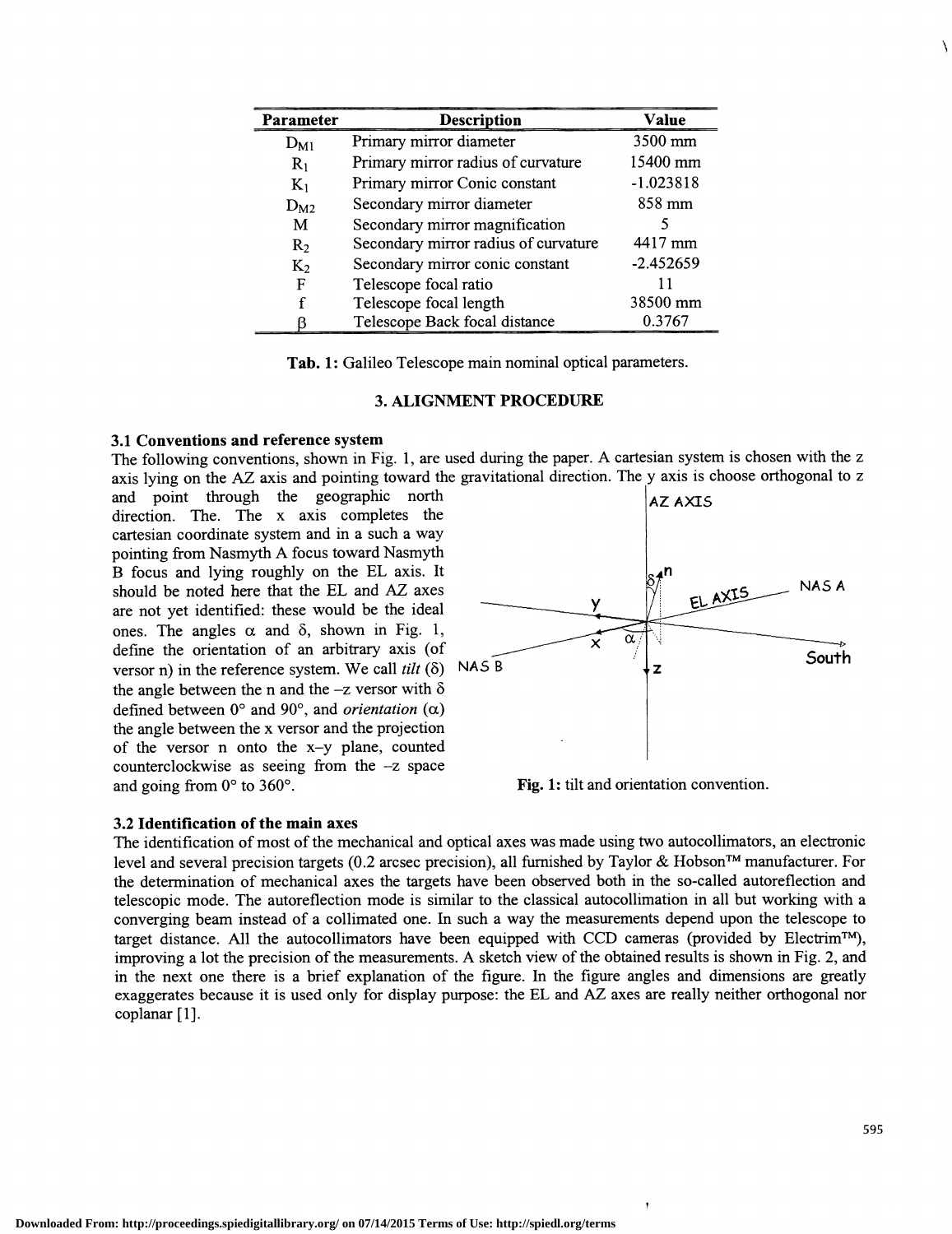| Parameter | Description | Value |
|---|---|---|
| $D_{M1}$ | Primary mirror diameter | 3500 mm |
| $R_1$ | Primary mirror radius of curvature | 15400 mm |
| $K_1$ | Primary mirror Conic constant | -1.023818 |
| $D_{M2}$ | Secondary mirror diameter | 858 mm |
| M | Secondary mirror magnification | 5 |
| $R_2$ | Secondary mirror radius of curvature | 4417 mm |
| $K_2$ | Secondary mirror conic constant | -2.452659 |
| F | Telescope focal ratio | 11 |
| f | Telescope focal length | 38500 mm |
| β | Telescope Back focal distance | 0.3767 |

**Tab. 1:** Galileo Telescope main nominal optical parameters.

## 3. ALIGNMENT PROCEDURE

### 3.1 Conventions and reference system

The following conventions, shown in Fig. 1, are used during the paper. A cartesian system is chosen with the z axis lying on the AZ axis and pointing toward the gravitational direction. The y axis is choose orthogonal to z and point through the geographic north direction. The. The x axis completes the cartesian coordinate system and in a such a way pointing from Nasmyth A focus toward Nasmyth B focus and lying roughly on the EL axis. It should be noted here that the EL and AZ axes are not yet identified: these would be the ideal ones. The angles α and δ, shown in Fig. 1, define the orientation of an arbitrary axis (of versor n) in the reference system. We call *tilt* (δ) the angle between the n and the –z versor with δ defined between 0° and 90°, and *orientation* (α) the angle between the x versor and the projection of the versor n onto the x–y plane, counted counterclockwise as seeing from the –z space and going from 0° to 360°.

**Fig. 1:** tilt and orientation convention.

### 3.2 Identification of the main axes

The identification of most of the mechanical and optical axes was made using two autocollimators, an electronic level and several precision targets (0.2 arcsec precision), all furnished by Taylor & Hobson™ manufacturer. For the determination of mechanical axes the targets have been observed both in the so-called autoreflection and telescopic mode. The autoreflection mode is similar to the classical autocollimation in all but working with a converging beam instead of a collimated one. In such a way the measurements depend upon the telescope to target distance. All the autocollimators have been equipped with CCD cameras (provided by Electrim™), improving a lot the precision of the measurements. A sketch view of the obtained results is shown in Fig. 2, and in the next one there is a brief explanation of the figure. In the figure angles and dimensions are greatly exaggerates because it is used only for display purpose: the EL and AZ axes are really neither orthogonal nor coplanar [1].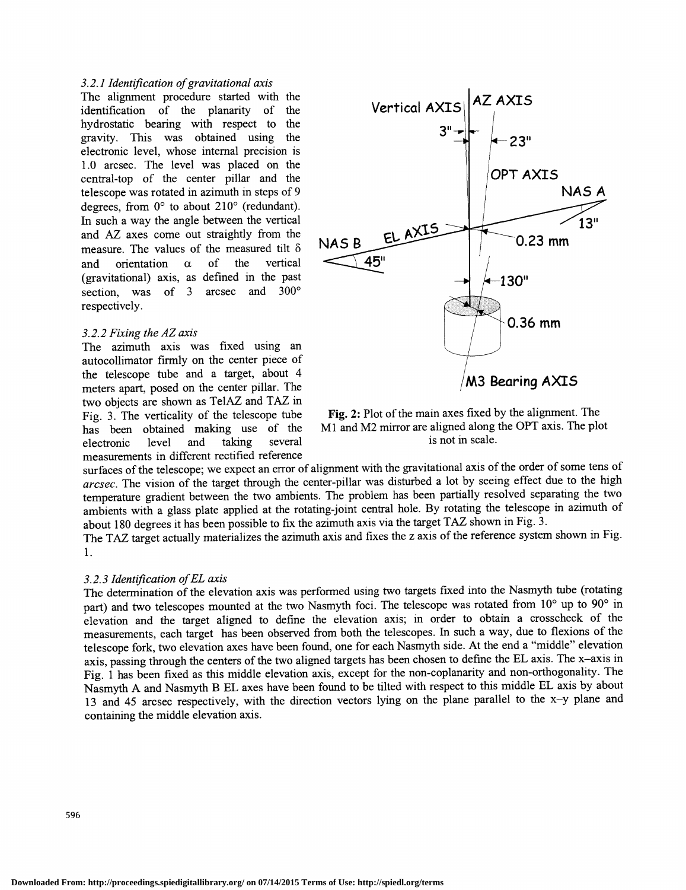### *3.2.1 Identification of gravitational axis*

The alignment procedure started with the identification of the planarity of the hydrostatic bearing with respect to the gravity. This was obtained using the electronic level, whose internal precision is 1.0 arcsec. The level was placed on the central-top of the center pillar and the telescope was rotated in azimuth in steps of 9 degrees, from 0° to about 210° (redundant). In such a way the angle between the vertical and AZ axes come out straightly from the measure. The values of the measured tilt $\delta$ and orientation $\alpha$ of the vertical (gravitational) axis, as defined in the past section, was of 3 arcsec and 300° respectively.

### *3.2.2 Fixing the AZ axis*

The azimuth axis was fixed using an autocollimator firmly on the center piece of the telescope tube and a target, about 4 meters apart, posed on the center pillar. The two objects are shown as TelAZ and TAZ in Fig. 3. The verticality of the telescope tube has been obtained making use of the electronic level and taking several measurements in different rectified reference surfaces of the telescope; we expect an error of alignment with the gravitational axis of the order of some tens of *arcsec*. The vision of the target through the center-pillar was disturbed a lot by seeing effect due to the high temperature gradient between the two ambients. The problem has been partially resolved separating the two ambients with a glass plate applied at the rotating-joint central hole. By rotating the telescope in azimuth of about 180 degrees it has been possible to fix the azimuth axis via the target TAZ shown in Fig. 3.

The TAZ target actually materializes the azimuth axis and fixes the z axis of the reference system shown in Fig. 1.

**Fig. 2:** Plot of the main axes fixed by the alignment. The M1 and M2 mirror are aligned along the OPT axis. The plot is not in scale.

### *3.2.3 Identification of EL axis*

The determination of the elevation axis was performed using two targets fixed into the Nasmyth tube (rotating part) and two telescopes mounted at the two Nasmyth foci. The telescope was rotated from 10° up to 90° in elevation and the target aligned to define the elevation axis; in order to obtain a crosscheck of the measurements, each target has been observed from both the telescopes. In such a way, due to flexions of the telescope fork, two elevation axes have been found, one for each Nasmyth side. At the end a "middle" elevation axis, passing through the centers of the two aligned targets has been chosen to define the EL axis. The x–axis in Fig. 1 has been fixed as this middle elevation axis, except for the non-coplanarity and non-orthogonality. The Nasmyth A and Nasmyth B EL axes have been found to be tilted with respect to this middle EL axis by about 13 and 45 arcsec respectively, with the direction vectors lying on the plane parallel to the x–y plane and containing the middle elevation axis.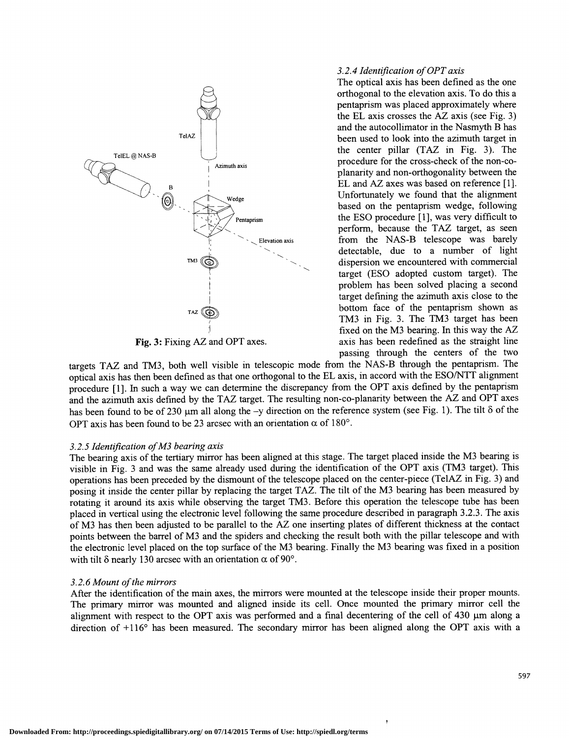Fig. 3: Fixing AZ and OPT axes.

### 3.2.4 Identification of OPT axis

The optical axis has been defined as the one orthogonal to the elevation axis. To do this a pentaprism was placed approximately where the EL axis crosses the AZ axis (see Fig. 3) and the autocollimator in the Nasmyth B has been used to look into the azimuth target in the center pillar (TAZ in Fig. 3). The procedure for the cross-check of the non-co-planarity and non-orthogonality between the EL and AZ axes was based on reference [1]. Unfortunately we found that the alignment based on the pentaprism wedge, following the ESO procedure [1], was very difficult to perform, because the TAZ target, as seen from the NAS-B telescope was barely detectable, due to a number of light dispersion we encountered with commercial target (ESO adopted custom target). The problem has been solved placing a second target defining the azimuth axis close to the bottom face of the pentaprism shown as TM3 in Fig. 3. The TM3 target has been fixed on the M3 bearing. In this way the AZ axis has been redefined as the straight line passing through the centers of the two targets TAZ and TM3, both well visible in telescopic mode from the NAS-B through the pentaprism. The optical axis has then been defined as that one orthogonal to the EL axis, in accord with the ESO/NTT alignment procedure [1]. In such a way we can determine the discrepancy from the OPT axis defined by the pentaprism and the azimuth axis defined by the TAZ target. The resulting non-co-planarity between the AZ and OPT axes has been found to be of 230 μm all along the –y direction on the reference system (see Fig. 1). The tilt $\delta$ of the OPT axis has been found to be 23 arcsec with an orientation $\alpha$ of 180°.

### 3.2.5 Identification of M3 bearing axis

The bearing axis of the tertiary mirror has been aligned at this stage. The target placed inside the M3 bearing is visible in Fig. 3 and was the same already used during the identification of the OPT axis (TM3 target). This operations has been preceded by the dismount of the telescope placed on the center-piece (TelAZ in Fig. 3) and posing it inside the center pillar by replacing the target TAZ. The tilt of the M3 bearing has been measured by rotating it around its axis while observing the target TM3. Before this operation the telescope tube has been placed in vertical using the electronic level following the same procedure described in paragraph 3.2.3. The axis of M3 has then been adjusted to be parallel to the AZ one inserting plates of different thickness at the contact points between the barrel of M3 and the spiders and checking the result both with the pillar telescope and with the electronic level placed on the top surface of the M3 bearing. Finally the M3 bearing was fixed in a position with tilt $\delta$ nearly 130 arcsec with an orientation $\alpha$ of 90°.

### 3.2.6 Mount of the mirrors

After the identification of the main axes, the mirrors were mounted at the telescope inside their proper mounts. The primary mirror was mounted and aligned inside its cell. Once mounted the primary mirror cell the alignment with respect to the OPT axis was performed and a final decentering of the cell of 430 μm along a direction of +116° has been measured. The secondary mirror has been aligned along the OPT axis with a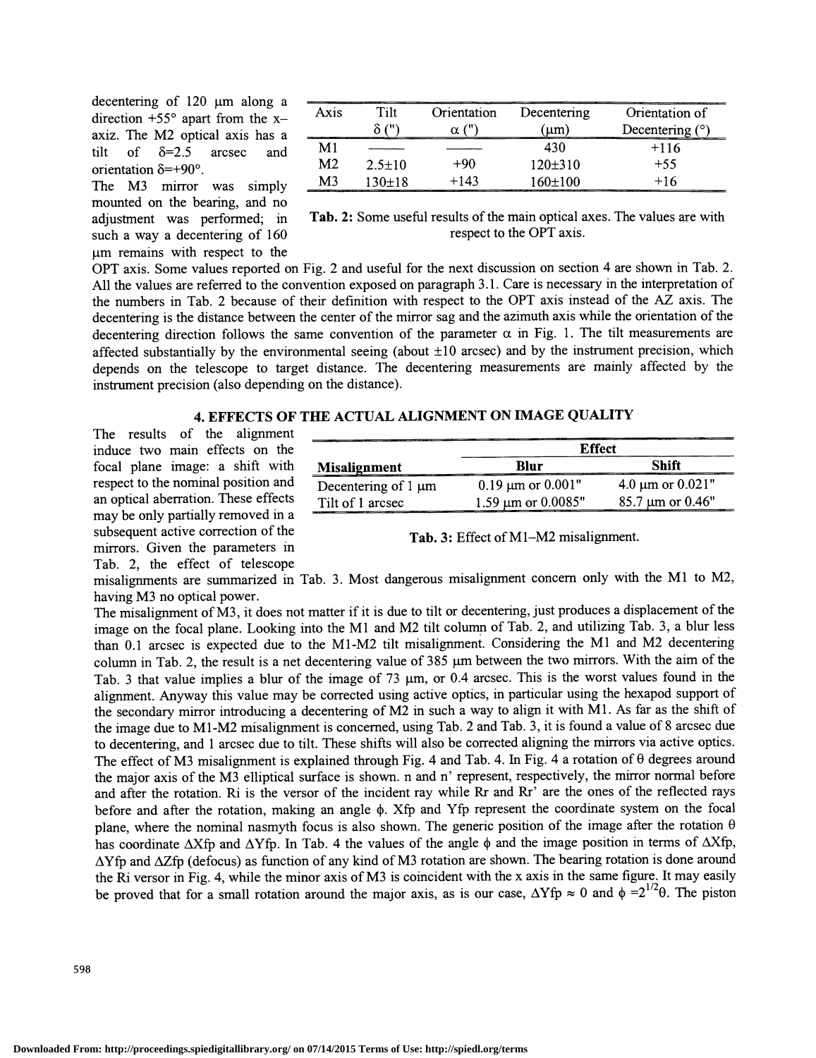decentering of 120 μm along a direction +55° apart from the x–axiz. The M2 optical axis has a tilt of δ=2.5 arcsec and orientation δ=+90°.

The M3 mirror was simply mounted on the bearing, and no adjustment was performed; in such a way a decentering of 160 μm remains with respect to the OPT axis. Some values reported on Fig. 2 and useful for the next discussion on section 4 are shown in Tab. 2. All the values are referred to the convention exposed on paragraph 3.1. Care is necessary in the interpretation of the numbers in Tab. 2 because of their definition with respect to the OPT axis instead of the AZ axis. The decentering is the distance between the center of the mirror sag and the azimuth axis while the orientation of the decentering direction follows the same convention of the parameter α in Fig. 1. The tilt measurements are affected substantially by the environmental seeing (about ±10 arcsec) and by the instrument precision, which depends on the telescope to target distance. The decentering measurements are mainly affected by the instrument precision (also depending on the distance).

| Axis | Tilt δ (") | Orientation α (") | Decentering (μm) | Orientation of Decentering (°) |
|---|---|---|---|---|
| M1 | ——— | ——— | 430 | +116 |
| M2 | 2.5±10 | +90 | 120±310 | +55 |
| M3 | 130±18 | +143 | 160±100 | +16 |

**Tab. 2:** Some useful results of the main optical axes. The values are with respect to the OPT axis.

## 4. EFFECTS OF THE ACTUAL ALIGNMENT ON IMAGE QUALITY

The results of the alignment induce two main effects on the focal plane image: a shift with respect to the nominal position and an optical aberration. These effects may be only partially removed in a subsequent active correction of the mirrors. Given the parameters in Tab. 2, the effect of telescope misalignments are summarized in Tab. 3. Most dangerous misalignment concern only with the M1 to M2, having M3 no optical power.

| | Effect | |
|---|---|---|
| **Misalignment** | **Blur** | **Shift** |
| Decentering of 1 μm | 0.19 μm or 0.001" | 4.0 μm or 0.021" |
| Tilt of 1 arcsec | 1.59 μm or 0.0085" | 85.7 μm or 0.46" |

**Tab. 3:** Effect of M1–M2 misalignment.

The misalignment of M3, it does not matter if it is due to tilt or decentering, just produces a displacement of the image on the focal plane. Looking into the M1 and M2 tilt column of Tab. 2, and utilizing Tab. 3, a blur less than 0.1 arcsec is expected due to the M1-M2 tilt misalignment. Considering the M1 and M2 decentering column in Tab. 2, the result is a net decentering value of 385 μm between the two mirrors. With the aim of the Tab. 3 that value implies a blur of the image of 73 μm, or 0.4 arcsec. This is the worst values found in the alignment. Anyway this value may be corrected using active optics, in particular using the hexapod support of the secondary mirror introducing a decentering of M2 in such a way to align it with M1. As far as the shift of the image due to M1-M2 misalignment is concerned, using Tab. 2 and Tab. 3, it is found a value of 8 arcsec due to decentering, and 1 arcsec due to tilt. These shifts will also be corrected aligning the mirrors via active optics.

The effect of M3 misalignment is explained through Fig. 4 and Tab. 4. In Fig. 4 a rotation of θ degrees around the major axis of the M3 elliptical surface is shown. n and n' represent, respectively, the mirror normal before and after the rotation. Ri is the versor of the incident ray while Rr and Rr' are the ones of the reflected rays before and after the rotation, making an angle ϕ. Xfp and Yfp represent the coordinate system on the focal plane, where the nominal nasmyth focus is also shown. The generic position of the image after the rotation θ has coordinate ΔXfp and ΔYfp. In Tab. 4 the values of the angle ϕ and the image position in terms of ΔXfp, ΔYfp and ΔZfp (defocus) as function of any kind of M3 rotation are shown. The bearing rotation is done around the Ri versor in Fig. 4, while the minor axis of M3 is coincident with the x axis in the same figure. It may easily be proved that for a small rotation around the major axis, as is our case, ΔYfp ≈ 0 and $\phi = 2^{1/2}\theta$. The piston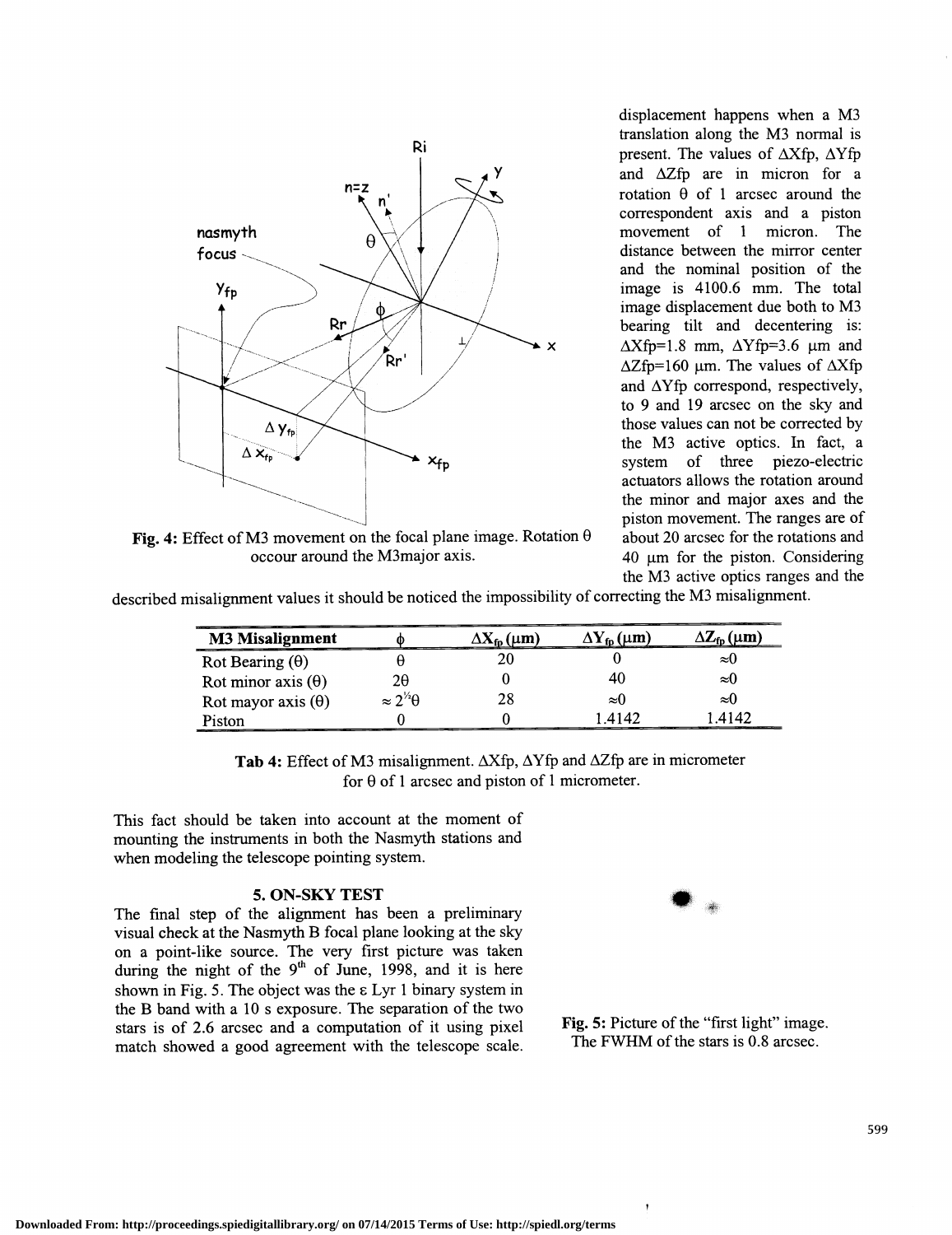displacement happens when a M3 translation along the M3 normal is present. The values of ΔXfp, ΔYfp and ΔZfp are in micron for a rotation θ of 1 arcsec around the correspondent axis and a piston movement of 1 micron. The distance between the mirror center and the nominal position of the image is 4100.6 mm. The total image displacement due both to M3 bearing tilt and decentering is: ΔXfp=1.8 mm, ΔYfp=3.6 μm and ΔZfp=160 μm. The values of ΔXfp and ΔYfp correspond, respectively, to 9 and 19 arcsec on the sky and those values can not be corrected by the M3 active optics. In fact, a system of three piezo-electric actuators allows the rotation around the minor and major axes and the piston movement. The ranges are of about 20 arcsec for the rotations and 40 μm for the piston. Considering the M3 active optics ranges and the described misalignment values it should be noticed the impossibility of correcting the M3 misalignment.

**Fig. 4:** Effect of M3 movement on the focal plane image. Rotation θ occour around the M3major axis.

| M3 Misalignment | $\phi$ | $\Delta X_{fp}$ (μm) | $\Delta Y_{fp}$ (μm) | $\Delta Z_{fp}$ (μm) |
|---|---|---|---|---|
| Rot Bearing ($\theta$) | $\theta$ | 20 | 0 | $\approx 0$ |
| Rot minor axis ($\theta$) | $2\theta$ | 0 | 40 | $\approx 0$ |
| Rot mayor axis ($\theta$) | $\approx 2^{1/2}\theta$ | 28 | $\approx 0$ | $\approx 0$ |
| Piston | 0 | 0 | 1.4142 | 1.4142 |

**Tab 4:** Effect of M3 misalignment. ΔXfp, ΔYfp and ΔZfp are in micrometer for θ of 1 arcsec and piston of 1 micrometer.

This fact should be taken into account at the moment of mounting the instruments in both the Nasmyth stations and when modeling the telescope pointing system.

## 5. ON-SKY TEST

The final step of the alignment has been a preliminary visual check at the Nasmyth B focal plane looking at the sky on a point-like source. The very first picture was taken during the night of the 9th of June, 1998, and it is here shown in Fig. 5. The object was the ε Lyr 1 binary system in the B band with a 10 s exposure. The separation of the two stars is of 2.6 arcsec and a computation of it using pixel match showed a good agreement with the telescope scale.

**Fig. 5:** Picture of the "first light" image. The FWHM of the stars is 0.8 arcsec.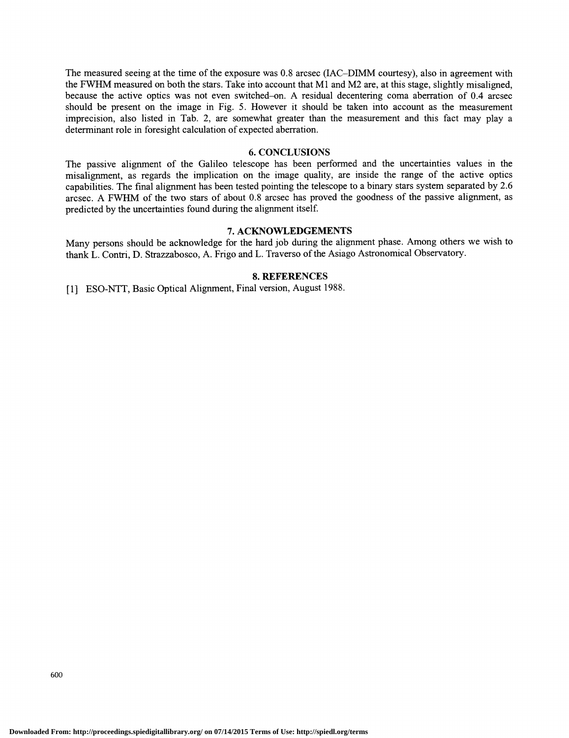The measured seeing at the time of the exposure was 0.8 arcsec (IAC–DIMM courtesy), also in agreement with the FWHM measured on both the stars. Take into account that M1 and M2 are, at this stage, slightly misaligned, because the active optics was not even switched–on. A residual decentering coma aberration of 0.4 arcsec should be present on the image in Fig. 5. However it should be taken into account as the measurement imprecision, also listed in Tab. 2, are somewhat greater than the measurement and this fact may play a determinant role in foresight calculation of expected aberration.

## 6. CONCLUSIONS

The passive alignment of the Galileo telescope has been performed and the uncertainties values in the misalignment, as regards the implication on the image quality, are inside the range of the active optics capabilities. The final alignment has been tested pointing the telescope to a binary stars system separated by 2.6 arcsec. A FWHM of the two stars of about 0.8 arcsec has proved the goodness of the passive alignment, as predicted by the uncertainties found during the alignment itself.

## 7. ACKNOWLEDGEMENTS

Many persons should be acknowledge for the hard job during the alignment phase. Among others we wish to thank L. Contri, D. Strazzabosco, A. Frigo and L. Traverso of the Asiago Astronomical Observatory.

## 8. REFERENCES

[1] ESO-NTT, Basic Optical Alignment, Final version, August 1988.